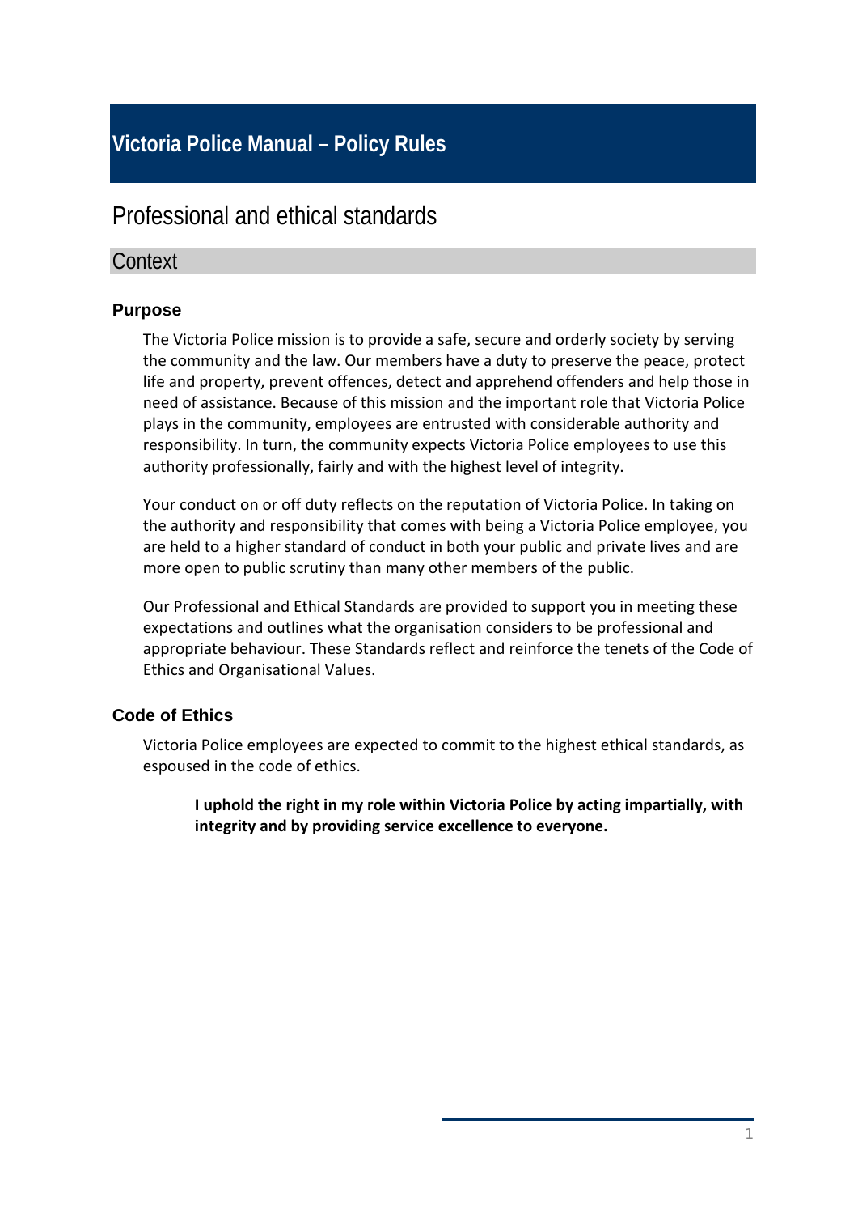# Victoria Police Manual – Policy Rules

## Professional and ethical standards

### Context

#### Purpose

The Victoria Police mission is to provide a safe, secure and orderly society by serving the community and the law. Our members have a duty to preserve the peace, protect life and property, prevent offences, detect and apprehend offenders and help those in need of assistance. Because of this mission and the important role that Victoria Police plays in the community, employees are entrusted with considerable authority and responsibility. In turn, the community expects Victoria Police employees to use this authority professionally, fairly and with the highest level of integrity.

Your conduct on or off duty reflects on the reputation of Victoria Police. In taking on the authority and responsibility that comes with being a Victoria Police employee, you are held to a higher standard of conduct in both your public and private lives and are more open to public scrutiny than many other members of the public.

Our Professional and Ethical Standards are provided to support you in meeting these expectations and outlines what the organisation considers to be professional and appropriate behaviour. These Standards reflect and reinforce the tenets of the Code of Ethics and Organisational Values.

#### Code of Ethics

Victoria Police employees are expected to commit to the highest ethical standards, as espoused in the code of ethics.

> **I uphold the right in my role within Victoria Police by acting impartially, with integrity and by providing service excellence to everyone.**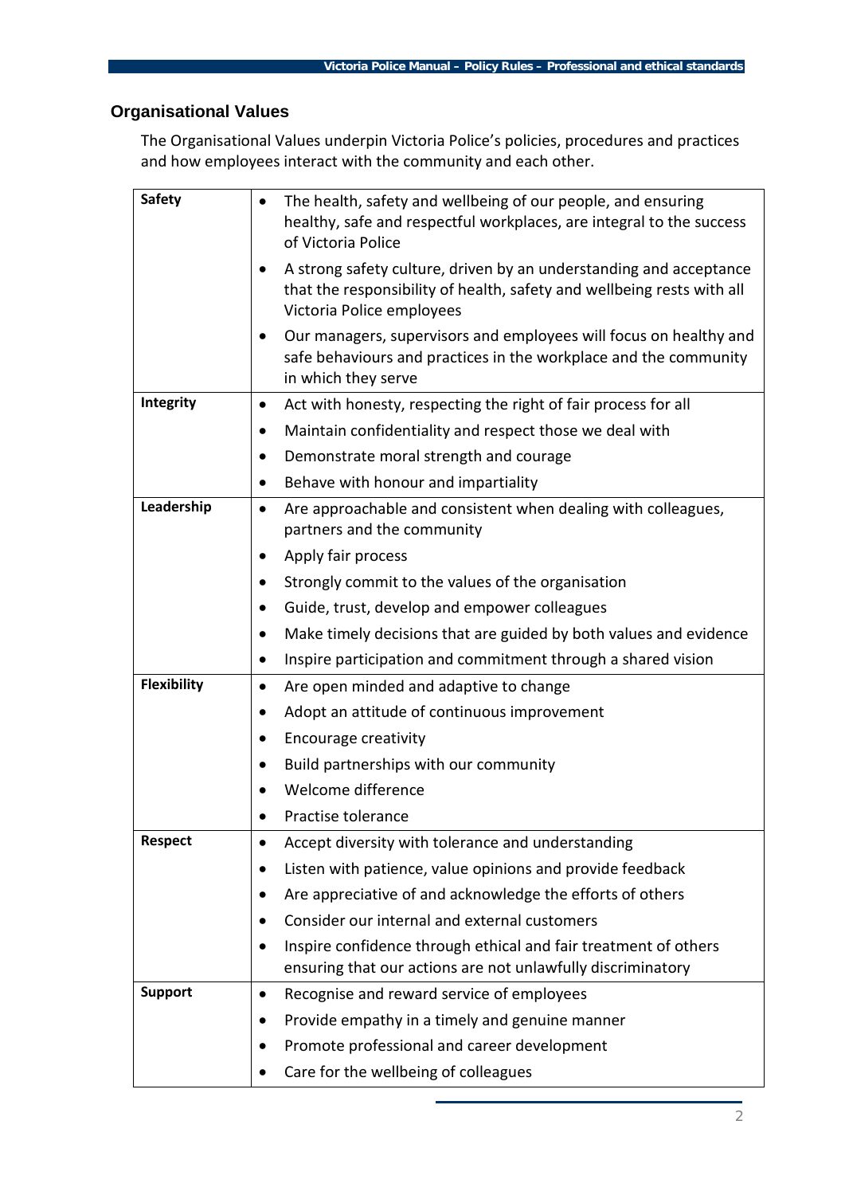## Organisational Values

The Organisational Values underpin Victoria Police's policies, procedures and practices and how employees interact with the community and each other.

| | |
|---|---|
| **Safety** | • The health, safety and wellbeing of our people, and ensuring healthy, safe and respectful workplaces, are integral to the success of Victoria Police<br>• A strong safety culture, driven by an understanding and acceptance that the responsibility of health, safety and wellbeing rests with all Victoria Police employees<br>• Our managers, supervisors and employees will focus on healthy and safe behaviours and practices in the workplace and the community in which they serve |
| **Integrity** | • Act with honesty, respecting the right of fair process for all<br>• Maintain confidentiality and respect those we deal with<br>• Demonstrate moral strength and courage<br>• Behave with honour and impartiality |
| **Leadership** | • Are approachable and consistent when dealing with colleagues, partners and the community<br>• Apply fair process<br>• Strongly commit to the values of the organisation<br>• Guide, trust, develop and empower colleagues<br>• Make timely decisions that are guided by both values and evidence<br>• Inspire participation and commitment through a shared vision |
| **Flexibility** | • Are open minded and adaptive to change<br>• Adopt an attitude of continuous improvement<br>• Encourage creativity<br>• Build partnerships with our community<br>• Welcome difference<br>• Practise tolerance |
| **Respect** | • Accept diversity with tolerance and understanding<br>• Listen with patience, value opinions and provide feedback<br>• Are appreciative of and acknowledge the efforts of others<br>• Consider our internal and external customers<br>• Inspire confidence through ethical and fair treatment of others ensuring that our actions are not unlawfully discriminatory |
| **Support** | • Recognise and reward service of employees<br>• Provide empathy in a timely and genuine manner<br>• Promote professional and career development<br>• Care for the wellbeing of colleagues |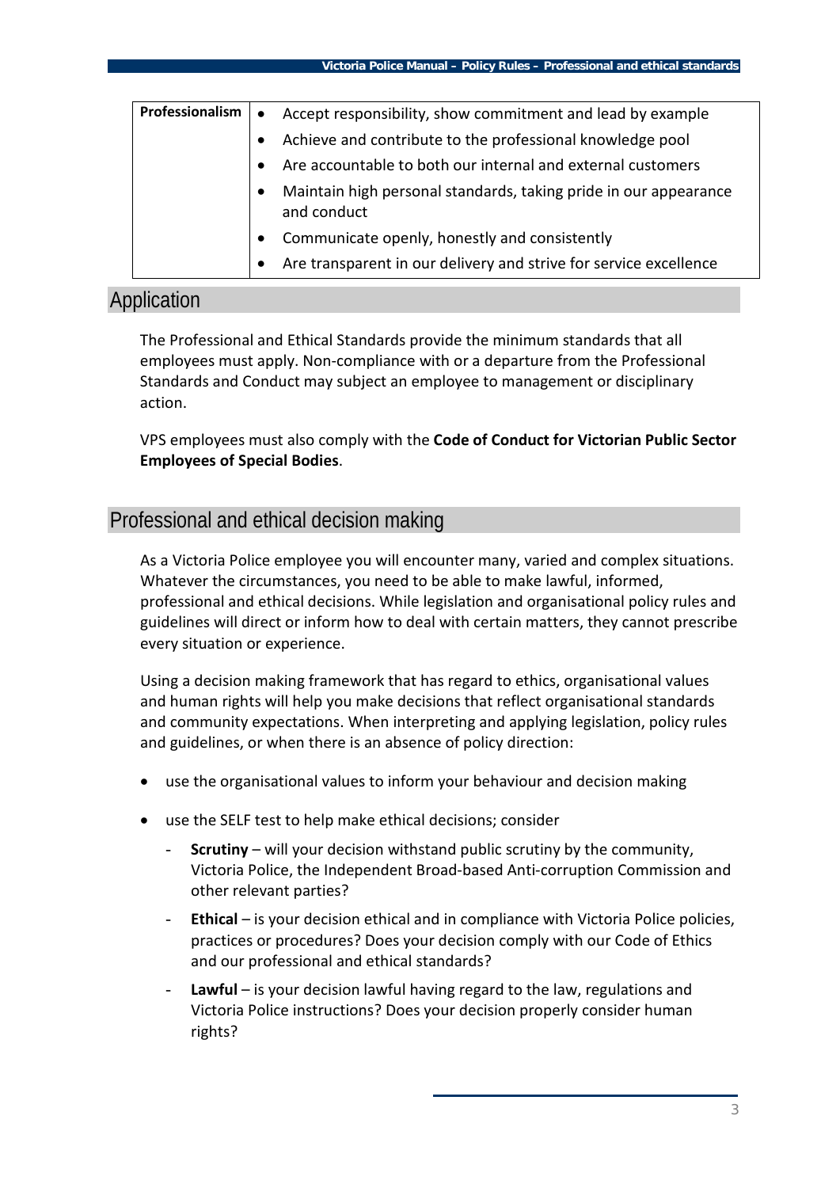| Professionalism | • Accept responsibility, show commitment and lead by example<br>• Achieve and contribute to the professional knowledge pool<br>• Are accountable to both our internal and external customers<br>• Maintain high personal standards, taking pride in our appearance and conduct<br>• Communicate openly, honestly and consistently<br>• Are transparent in our delivery and strive for service excellence |
|---|---|

## Application

The Professional and Ethical Standards provide the minimum standards that all employees must apply. Non-compliance with or a departure from the Professional Standards and Conduct may subject an employee to management or disciplinary action.

VPS employees must also comply with the **Code of Conduct for Victorian Public Sector Employees of Special Bodies**.

## Professional and ethical decision making

As a Victoria Police employee you will encounter many, varied and complex situations. Whatever the circumstances, you need to be able to make lawful, informed, professional and ethical decisions. While legislation and organisational policy rules and guidelines will direct or inform how to deal with certain matters, they cannot prescribe every situation or experience.

Using a decision making framework that has regard to ethics, organisational values and human rights will help you make decisions that reflect organisational standards and community expectations. When interpreting and applying legislation, policy rules and guidelines, or when there is an absence of policy direction:

- use the organisational values to inform your behaviour and decision making
- use the SELF test to help make ethical decisions; consider
  - **Scrutiny** – will your decision withstand public scrutiny by the community, Victoria Police, the Independent Broad-based Anti-corruption Commission and other relevant parties?
  - **Ethical** – is your decision ethical and in compliance with Victoria Police policies, practices or procedures? Does your decision comply with our Code of Ethics and our professional and ethical standards?
  - **Lawful** – is your decision lawful having regard to the law, regulations and Victoria Police instructions? Does your decision properly consider human rights?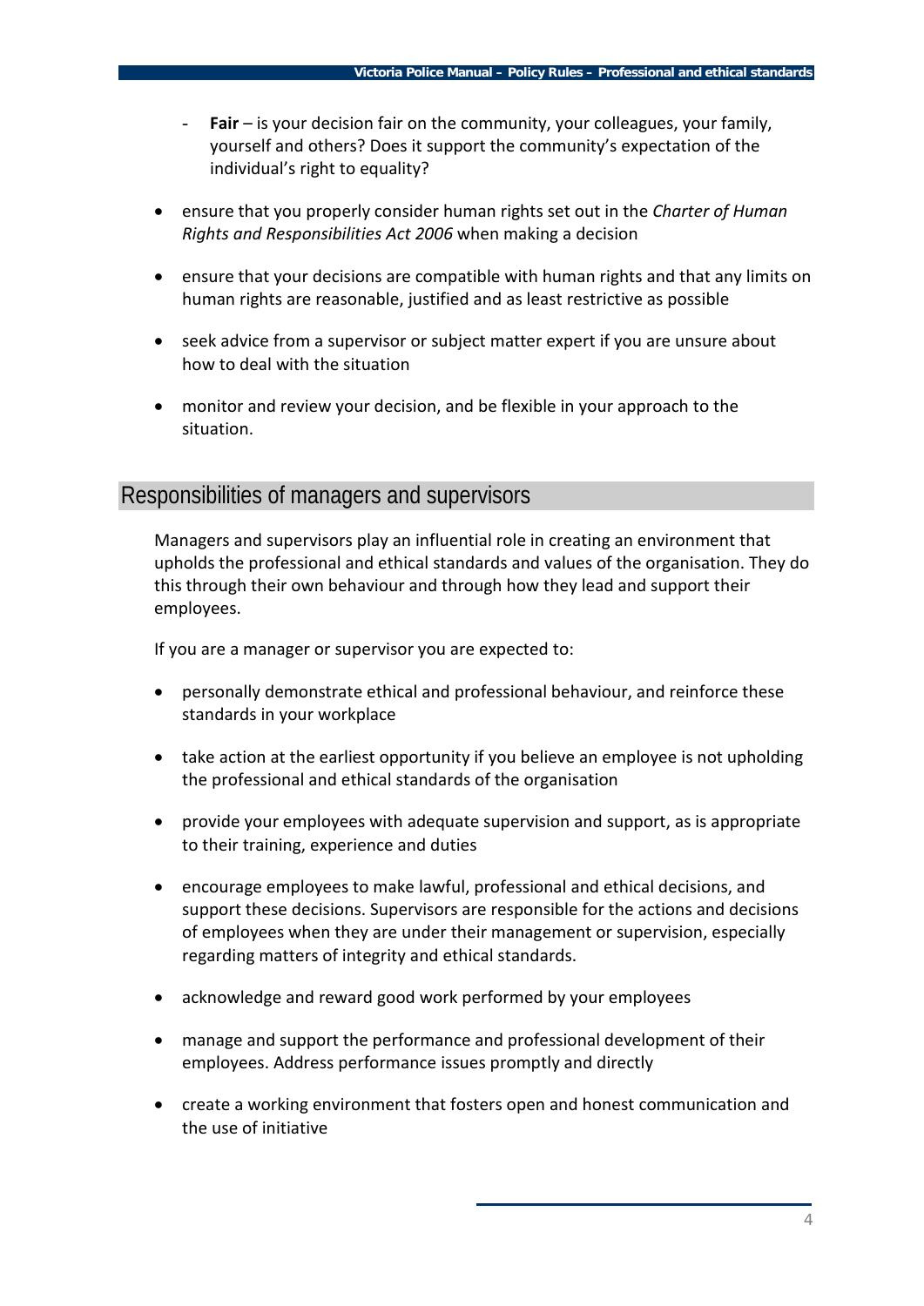- **Fair** – is your decision fair on the community, your colleagues, your family, yourself and others? Does it support the community's expectation of the individual's right to equality?

- ensure that you properly consider human rights set out in the *Charter of Human Rights and Responsibilities Act 2006* when making a decision
- ensure that your decisions are compatible with human rights and that any limits on human rights are reasonable, justified and as least restrictive as possible
- seek advice from a supervisor or subject matter expert if you are unsure about how to deal with the situation
- monitor and review your decision, and be flexible in your approach to the situation.

## Responsibilities of managers and supervisors

Managers and supervisors play an influential role in creating an environment that upholds the professional and ethical standards and values of the organisation. They do this through their own behaviour and through how they lead and support their employees.

If you are a manager or supervisor you are expected to:

- personally demonstrate ethical and professional behaviour, and reinforce these standards in your workplace
- take action at the earliest opportunity if you believe an employee is not upholding the professional and ethical standards of the organisation
- provide your employees with adequate supervision and support, as is appropriate to their training, experience and duties
- encourage employees to make lawful, professional and ethical decisions, and support these decisions. Supervisors are responsible for the actions and decisions of employees when they are under their management or supervision, especially regarding matters of integrity and ethical standards.
- acknowledge and reward good work performed by your employees
- manage and support the performance and professional development of their employees. Address performance issues promptly and directly
- create a working environment that fosters open and honest communication and the use of initiative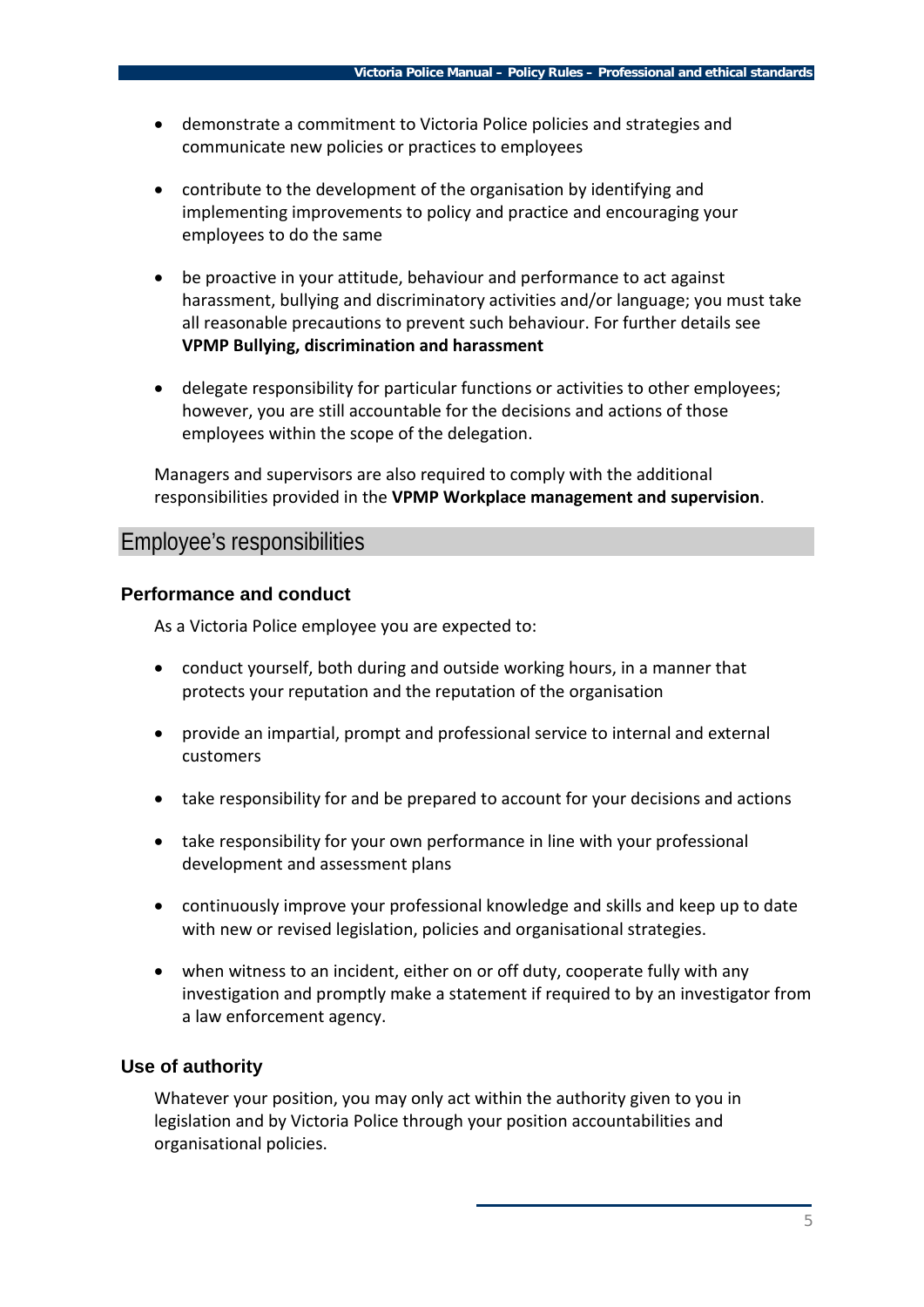- demonstrate a commitment to Victoria Police policies and strategies and communicate new policies or practices to employees

- contribute to the development of the organisation by identifying and implementing improvements to policy and practice and encouraging your employees to do the same

- be proactive in your attitude, behaviour and performance to act against harassment, bullying and discriminatory activities and/or language; you must take all reasonable precautions to prevent such behaviour. For further details see **VPMP Bullying, discrimination and harassment**

- delegate responsibility for particular functions or activities to other employees; however, you are still accountable for the decisions and actions of those employees within the scope of the delegation.

Managers and supervisors are also required to comply with the additional responsibilities provided in the **VPMP Workplace management and supervision**.

## Employee's responsibilities

### Performance and conduct

As a Victoria Police employee you are expected to:

- conduct yourself, both during and outside working hours, in a manner that protects your reputation and the reputation of the organisation

- provide an impartial, prompt and professional service to internal and external customers

- take responsibility for and be prepared to account for your decisions and actions

- take responsibility for your own performance in line with your professional development and assessment plans

- continuously improve your professional knowledge and skills and keep up to date with new or revised legislation, policies and organisational strategies.

- when witness to an incident, either on or off duty, cooperate fully with any investigation and promptly make a statement if required to by an investigator from a law enforcement agency.

### Use of authority

Whatever your position, you may only act within the authority given to you in legislation and by Victoria Police through your position accountabilities and organisational policies.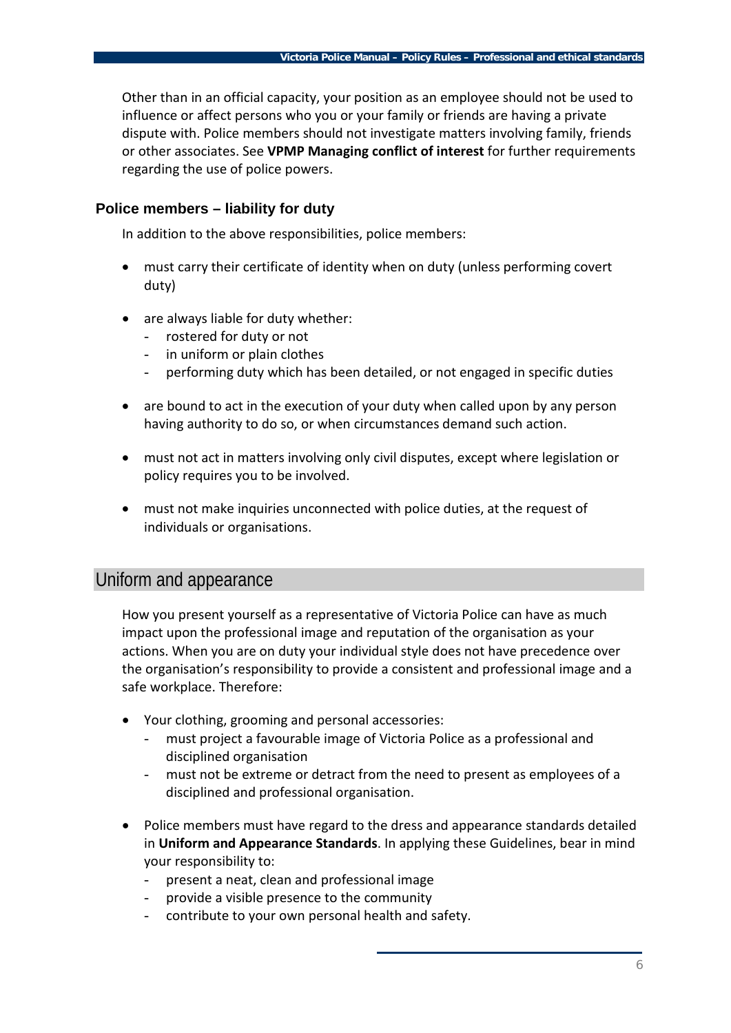Other than in an official capacity, your position as an employee should not be used to influence or affect persons who you or your family or friends are having a private dispute with. Police members should not investigate matters involving family, friends or other associates. See **VPMP Managing conflict of interest** for further requirements regarding the use of police powers.

### Police members – liability for duty

In addition to the above responsibilities, police members:

- must carry their certificate of identity when on duty (unless performing covert duty)
- are always liable for duty whether:
  - rostered for duty or not
  - in uniform or plain clothes
  - performing duty which has been detailed, or not engaged in specific duties
- are bound to act in the execution of your duty when called upon by any person having authority to do so, or when circumstances demand such action.
- must not act in matters involving only civil disputes, except where legislation or policy requires you to be involved.
- must not make inquiries unconnected with police duties, at the request of individuals or organisations.

## Uniform and appearance

How you present yourself as a representative of Victoria Police can have as much impact upon the professional image and reputation of the organisation as your actions. When you are on duty your individual style does not have precedence over the organisation's responsibility to provide a consistent and professional image and a safe workplace. Therefore:

- Your clothing, grooming and personal accessories:
  - must project a favourable image of Victoria Police as a professional and disciplined organisation
  - must not be extreme or detract from the need to present as employees of a disciplined and professional organisation.
- Police members must have regard to the dress and appearance standards detailed in **Uniform and Appearance Standards**. In applying these Guidelines, bear in mind your responsibility to:
  - present a neat, clean and professional image
  - provide a visible presence to the community
  - contribute to your own personal health and safety.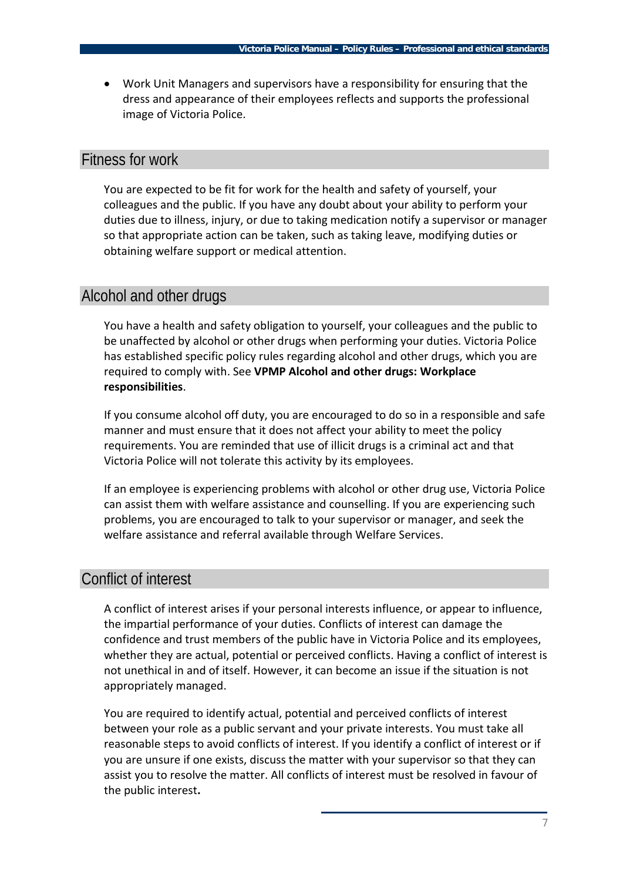- Work Unit Managers and supervisors have a responsibility for ensuring that the dress and appearance of their employees reflects and supports the professional image of Victoria Police.

## Fitness for work

You are expected to be fit for work for the health and safety of yourself, your colleagues and the public. If you have any doubt about your ability to perform your duties due to illness, injury, or due to taking medication notify a supervisor or manager so that appropriate action can be taken, such as taking leave, modifying duties or obtaining welfare support or medical attention.

## Alcohol and other drugs

You have a health and safety obligation to yourself, your colleagues and the public to be unaffected by alcohol or other drugs when performing your duties. Victoria Police has established specific policy rules regarding alcohol and other drugs, which you are required to comply with. See **VPMP Alcohol and other drugs: Workplace responsibilities**.

If you consume alcohol off duty, you are encouraged to do so in a responsible and safe manner and must ensure that it does not affect your ability to meet the policy requirements. You are reminded that use of illicit drugs is a criminal act and that Victoria Police will not tolerate this activity by its employees.

If an employee is experiencing problems with alcohol or other drug use, Victoria Police can assist them with welfare assistance and counselling. If you are experiencing such problems, you are encouraged to talk to your supervisor or manager, and seek the welfare assistance and referral available through Welfare Services.

## Conflict of interest

A conflict of interest arises if your personal interests influence, or appear to influence, the impartial performance of your duties. Conflicts of interest can damage the confidence and trust members of the public have in Victoria Police and its employees, whether they are actual, potential or perceived conflicts. Having a conflict of interest is not unethical in and of itself. However, it can become an issue if the situation is not appropriately managed.

You are required to identify actual, potential and perceived conflicts of interest between your role as a public servant and your private interests. You must take all reasonable steps to avoid conflicts of interest. If you identify a conflict of interest or if you are unsure if one exists, discuss the matter with your supervisor so that they can assist you to resolve the matter. All conflicts of interest must be resolved in favour of the public interest.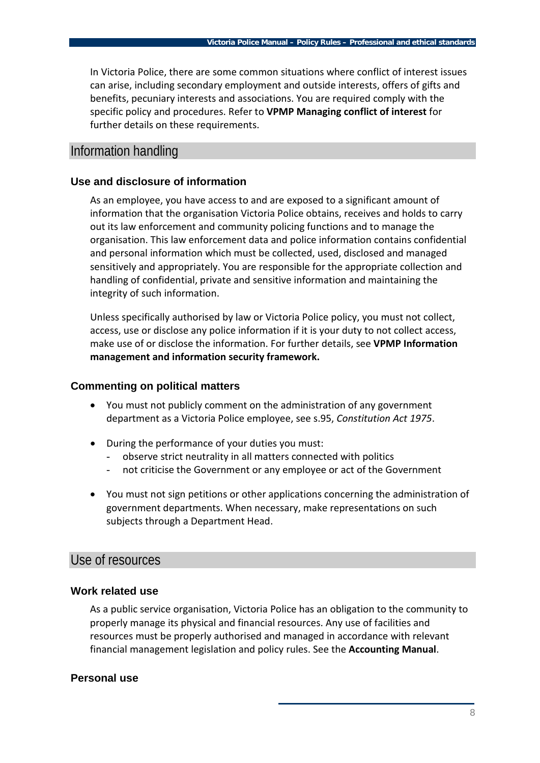In Victoria Police, there are some common situations where conflict of interest issues can arise, including secondary employment and outside interests, offers of gifts and benefits, pecuniary interests and associations. You are required comply with the specific policy and procedures. Refer to **VPMP Managing conflict of interest** for further details on these requirements.

## Information handling

### Use and disclosure of information

As an employee, you have access to and are exposed to a significant amount of information that the organisation Victoria Police obtains, receives and holds to carry out its law enforcement and community policing functions and to manage the organisation. This law enforcement data and police information contains confidential and personal information which must be collected, used, disclosed and managed sensitively and appropriately. You are responsible for the appropriate collection and handling of confidential, private and sensitive information and maintaining the integrity of such information.

Unless specifically authorised by law or Victoria Police policy, you must not collect, access, use or disclose any police information if it is your duty to not collect access, make use of or disclose the information. For further details, see **VPMP Information management and information security framework.**

### Commenting on political matters

- You must not publicly comment on the administration of any government department as a Victoria Police employee, see s.95, *Constitution Act 1975*.
- During the performance of your duties you must:
  - observe strict neutrality in all matters connected with politics
  - not criticise the Government or any employee or act of the Government
- You must not sign petitions or other applications concerning the administration of government departments. When necessary, make representations on such subjects through a Department Head.

## Use of resources

### Work related use

As a public service organisation, Victoria Police has an obligation to the community to properly manage its physical and financial resources. Any use of facilities and resources must be properly authorised and managed in accordance with relevant financial management legislation and policy rules. See the **Accounting Manual**.

### Personal use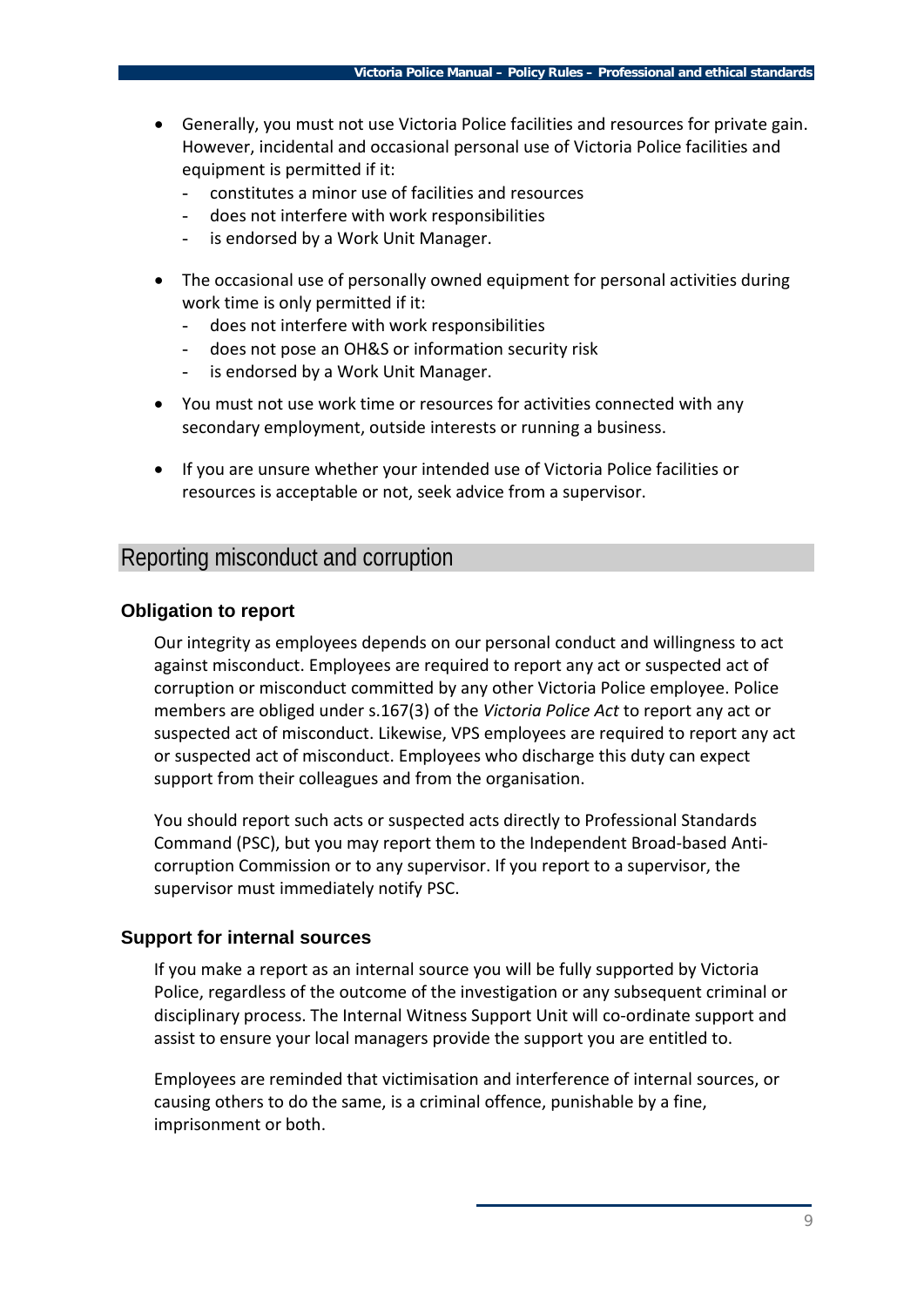- Generally, you must not use Victoria Police facilities and resources for private gain. However, incidental and occasional personal use of Victoria Police facilities and equipment is permitted if it:
  - constitutes a minor use of facilities and resources
  - does not interfere with work responsibilities
  - is endorsed by a Work Unit Manager.
- The occasional use of personally owned equipment for personal activities during work time is only permitted if it:
  - does not interfere with work responsibilities
  - does not pose an OH&S or information security risk
  - is endorsed by a Work Unit Manager.
- You must not use work time or resources for activities connected with any secondary employment, outside interests or running a business.
- If you are unsure whether your intended use of Victoria Police facilities or resources is acceptable or not, seek advice from a supervisor.

## Reporting misconduct and corruption

### Obligation to report

Our integrity as employees depends on our personal conduct and willingness to act against misconduct. Employees are required to report any act or suspected act of corruption or misconduct committed by any other Victoria Police employee. Police members are obliged under s.167(3) of the *Victoria Police Act* to report any act or suspected act of misconduct. Likewise, VPS employees are required to report any act or suspected act of misconduct. Employees who discharge this duty can expect support from their colleagues and from the organisation.

You should report such acts or suspected acts directly to Professional Standards Command (PSC), but you may report them to the Independent Broad-based Anti-corruption Commission or to any supervisor. If you report to a supervisor, the supervisor must immediately notify PSC.

### Support for internal sources

If you make a report as an internal source you will be fully supported by Victoria Police, regardless of the outcome of the investigation or any subsequent criminal or disciplinary process. The Internal Witness Support Unit will co-ordinate support and assist to ensure your local managers provide the support you are entitled to.

Employees are reminded that victimisation and interference of internal sources, or causing others to do the same, is a criminal offence, punishable by a fine, imprisonment or both.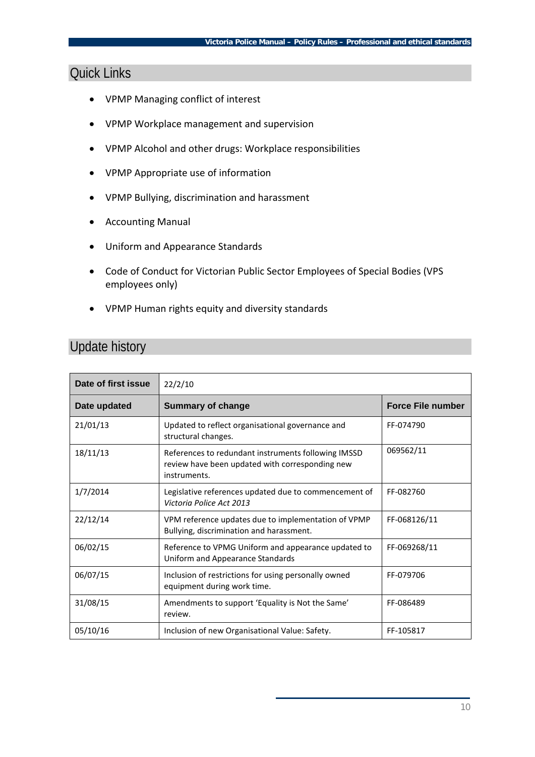## Quick Links

- VPMP Managing conflict of interest
- VPMP Workplace management and supervision
- VPMP Alcohol and other drugs: Workplace responsibilities
- VPMP Appropriate use of information
- VPMP Bullying, discrimination and harassment
- Accounting Manual
- Uniform and Appearance Standards
- Code of Conduct for Victorian Public Sector Employees of Special Bodies (VPS employees only)
- VPMP Human rights equity and diversity standards

## Update history

| **Date of first issue** | 22/2/10 | |
|---|---|---|
| **Date updated** | **Summary of change** | **Force File number** |
| 21/01/13 | Updated to reflect organisational governance and structural changes. | FF-074790 |
| 18/11/13 | References to redundant instruments following IMSSD review have been updated with corresponding new instruments. | 069562/11 |
| 1/7/2014 | Legislative references updated due to commencement of *Victoria Police Act 2013* | FF-082760 |
| 22/12/14 | VPM reference updates due to implementation of VPMP Bullying, discrimination and harassment. | FF-068126/11 |
| 06/02/15 | Reference to VPMG Uniform and appearance updated to Uniform and Appearance Standards | FF-069268/11 |
| 06/07/15 | Inclusion of restrictions for using personally owned equipment during work time. | FF-079706 |
| 31/08/15 | Amendments to support 'Equality is Not the Same' review. | FF-086489 |
| 05/10/16 | Inclusion of new Organisational Value: Safety. | FF-105817 |